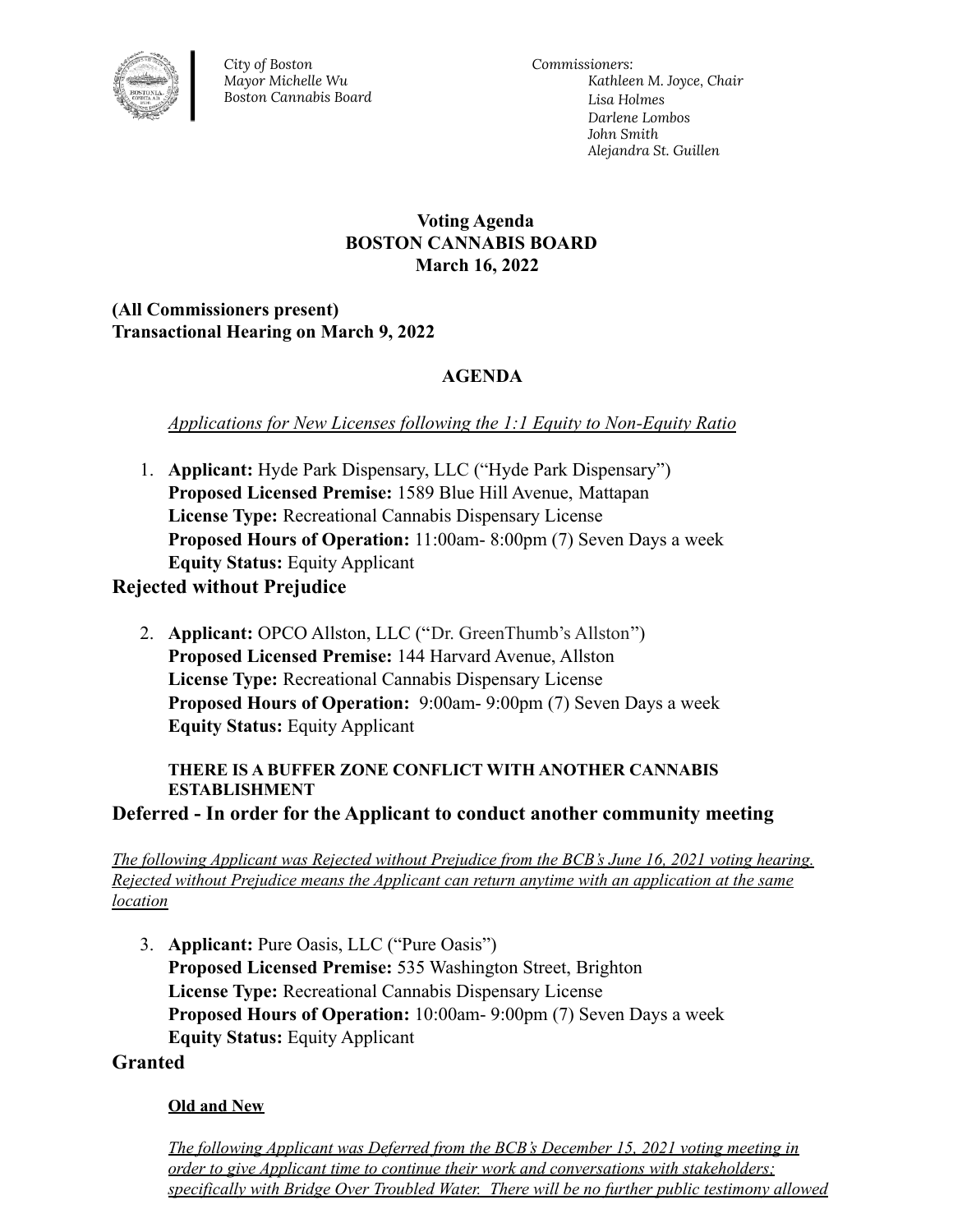City of Boston
Mayor Michelle Wu
Boston Cannabis Board

Commissioners:
Kathleen M. Joyce, Chair
Lisa Holmes
Darlene Lombos
John Smith
Alejandra St. Guillen

**Voting Agenda**
**BOSTON CANNABIS BOARD**
**March 16, 2022**

**(All Commissioners present)**
**Transactional Hearing on March 9, 2022**

**AGENDA**

*Applications for New Licenses following the 1:1 Equity to Non-Equity Ratio*

1. **Applicant:** Hyde Park Dispensary, LLC ("Hyde Park Dispensary")
   **Proposed Licensed Premise:** 1589 Blue Hill Avenue, Mattapan
   **License Type:** Recreational Cannabis Dispensary License
   **Proposed Hours of Operation:** 11:00am- 8:00pm (7) Seven Days a week
   **Equity Status:** Equity Applicant

### Rejected without Prejudice

2. **Applicant:** OPCO Allston, LLC ("Dr. GreenThumb's Allston")
   **Proposed Licensed Premise:** 144 Harvard Avenue, Allston
   **License Type:** Recreational Cannabis Dispensary License
   **Proposed Hours of Operation:** 9:00am- 9:00pm (7) Seven Days a week
   **Equity Status:** Equity Applicant

   **THERE IS A BUFFER ZONE CONFLICT WITH ANOTHER CANNABIS ESTABLISHMENT**

### Deferred - In order for the Applicant to conduct another community meeting

*The following Applicant was Rejected without Prejudice from the BCB's June 16, 2021 voting hearing. Rejected without Prejudice means the Applicant can return anytime with an application at the same location*

3. **Applicant:** Pure Oasis, LLC ("Pure Oasis")
   **Proposed Licensed Premise:** 535 Washington Street, Brighton
   **License Type:** Recreational Cannabis Dispensary License
   **Proposed Hours of Operation:** 10:00am- 9:00pm (7) Seven Days a week
   **Equity Status:** Equity Applicant

### Granted

**Old and New**

*The following Applicant was Deferred from the BCB's December 15, 2021 voting meeting in order to give Applicant time to continue their work and conversations with stakeholders; specifically with Bridge Over Troubled Water. There will be no further public testimony allowed*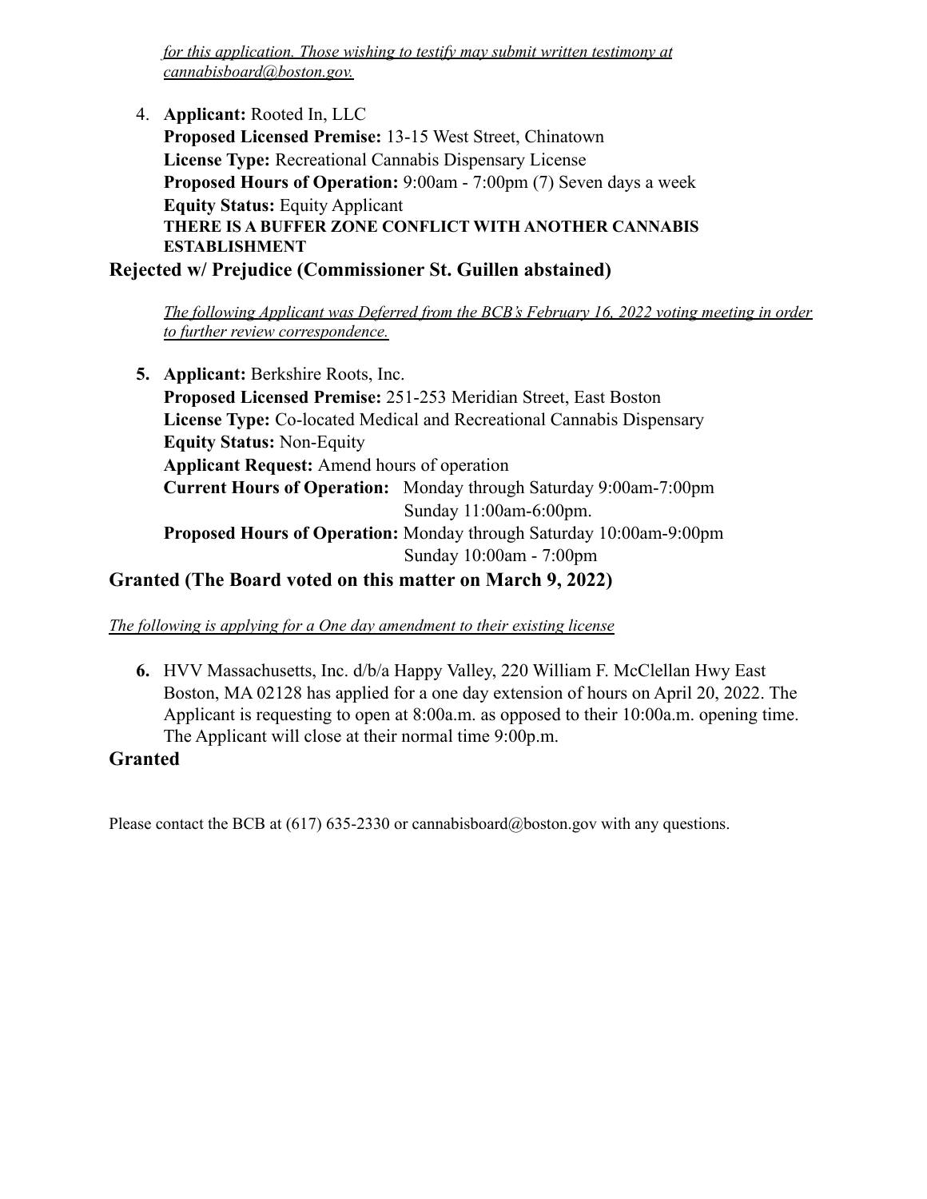*for this application. Those wishing to testify may submit written testimony at cannabisboard@boston.gov.*

4. **Applicant:** Rooted In, LLC
   **Proposed Licensed Premise:** 13-15 West Street, Chinatown
   **License Type:** Recreational Cannabis Dispensary License
   **Proposed Hours of Operation:** 9:00am - 7:00pm (7) Seven days a week
   **Equity Status:** Equity Applicant
   **THERE IS A BUFFER ZONE CONFLICT WITH ANOTHER CANNABIS ESTABLISHMENT**

## Rejected w/ Prejudice (Commissioner St. Guillen abstained)

*The following Applicant was Deferred from the BCB's February 16, 2022 voting meeting in order to further review correspondence.*

5. **Applicant:** Berkshire Roots, Inc.
   **Proposed Licensed Premise:** 251-253 Meridian Street, East Boston
   **License Type:** Co-located Medical and Recreational Cannabis Dispensary
   **Equity Status:** Non-Equity
   **Applicant Request:** Amend hours of operation
   **Current Hours of Operation:** Monday through Saturday 9:00am-7:00pm
   Sunday 11:00am-6:00pm.
   **Proposed Hours of Operation:** Monday through Saturday 10:00am-9:00pm
   Sunday 10:00am - 7:00pm

## Granted (The Board voted on this matter on March 9, 2022)

*The following is applying for a One day amendment to their existing license*

6. HVV Massachusetts, Inc. d/b/a Happy Valley, 220 William F. McClellan Hwy East Boston, MA 02128 has applied for a one day extension of hours on April 20, 2022. The Applicant is requesting to open at 8:00a.m. as opposed to their 10:00a.m. opening time. The Applicant will close at their normal time 9:00p.m.

## Granted

Please contact the BCB at (617) 635-2330 or cannabisboard@boston.gov with any questions.